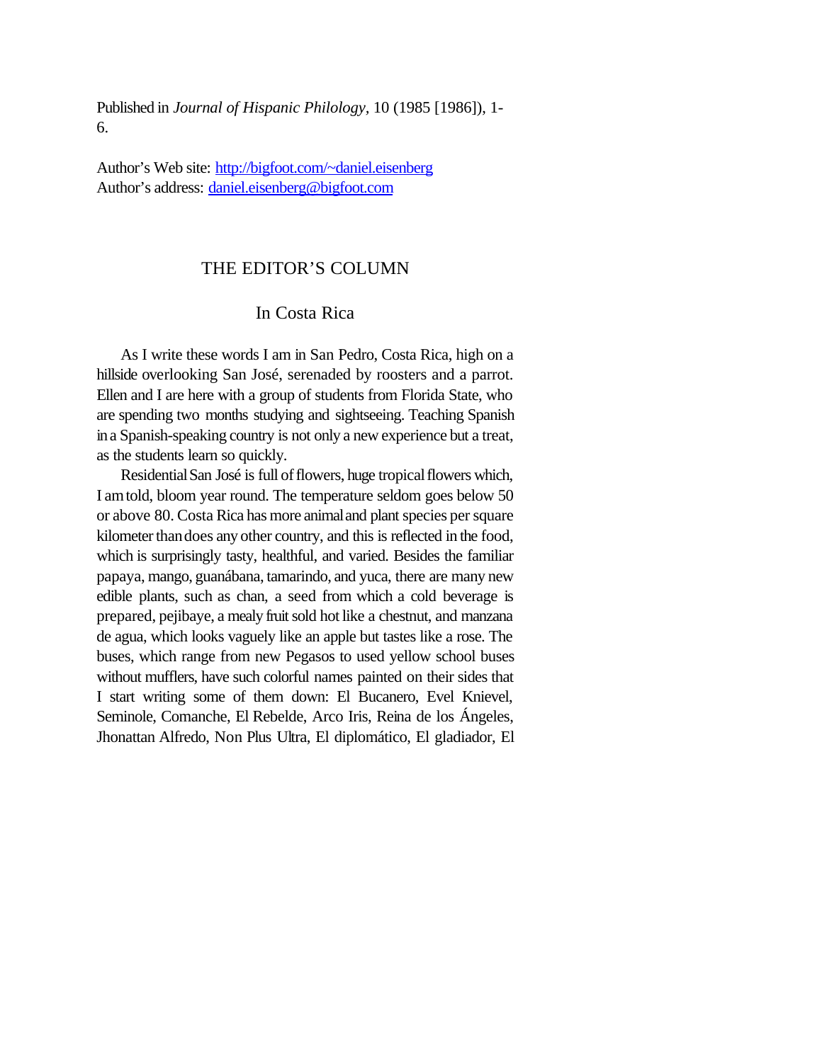Published in *Journal of Hispanic Philology*, 10 (1985 [1986]), 1-6.

Author's Web site: [http://bigfoot.com/~daniel.eisenberg](http://bigfoot.com/~daniel.eisenberg)
Author's address: [daniel.eisenberg@bigfoot.com](mailto:daniel.eisenberg@bigfoot.com)

# THE EDITOR'S COLUMN

## In Costa Rica

As I write these words I am in San Pedro, Costa Rica, high on a hillside overlooking San José, serenaded by roosters and a parrot. Ellen and I are here with a group of students from Florida State, who are spending two months studying and sightseeing. Teaching Spanish in a Spanish-speaking country is not only a new experience but a treat, as the students learn so quickly.

Residential San José is full of flowers, huge tropical flowers which, I am told, bloom year round. The temperature seldom goes below 50 or above 80. Costa Rica has more animal and plant species per square kilometer than does any other country, and this is reflected in the food, which is surprisingly tasty, healthful, and varied. Besides the familiar papaya, mango, guanábana, tamarindo, and yuca, there are many new edible plants, such as chan, a seed from which a cold beverage is prepared, pejibaye, a mealy fruit sold hot like a chestnut, and manzana de agua, which looks vaguely like an apple but tastes like a rose. The buses, which range from new Pegasos to used yellow school buses without mufflers, have such colorful names painted on their sides that I start writing some of them down: El Bucanero, Evel Knievel, Seminole, Comanche, El Rebelde, Arco Iris, Reina de los Ángeles, Jhonattan Alfredo, Non Plus Ultra, El diplomático, El gladiador, El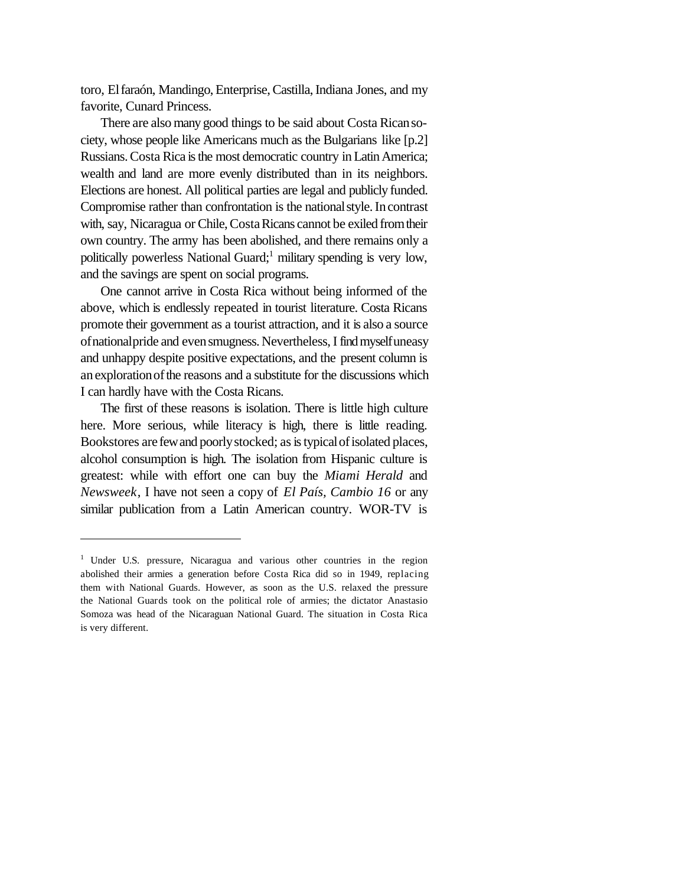toro, El faraón, Mandingo, Enterprise, Castilla, Indiana Jones, and my favorite, Cunard Princess.

There are also many good things to be said about Costa Rican society, whose people like Americans much as the Bulgarians like [p.2] Russians. Costa Rica is the most democratic country in Latin America; wealth and land are more evenly distributed than in its neighbors. Elections are honest. All political parties are legal and publicly funded. Compromise rather than confrontation is the national style. In contrast with, say, Nicaragua or Chile, Costa Ricans cannot be exiled from their own country. The army has been abolished, and there remains only a politically powerless National Guard;[1] military spending is very low, and the savings are spent on social programs.

One cannot arrive in Costa Rica without being informed of the above, which is endlessly repeated in tourist literature. Costa Ricans promote their government as a tourist attraction, and it is also a source of national pride and even smugness. Nevertheless, I find myself uneasy and unhappy despite positive expectations, and the present column is an exploration of the reasons and a substitute for the discussions which I can hardly have with the Costa Ricans.

The first of these reasons is isolation. There is little high culture here. More serious, while literacy is high, there is little reading. Bookstores are few and poorly stocked; as is typical of isolated places, alcohol consumption is high. The isolation from Hispanic culture is greatest: while with effort one can buy the *Miami Herald* and *Newsweek*, I have not seen a copy of *El País*, *Cambio 16* or any similar publication from a Latin American country. WOR-TV is

---

[1] Under U.S. pressure, Nicaragua and various other countries in the region abolished their armies a generation before Costa Rica did so in 1949, replacing them with National Guards. However, as soon as the U.S. relaxed the pressure the National Guards took on the political role of armies; the dictator Anastasio Somoza was head of the Nicaraguan National Guard. The situation in Costa Rica is very different.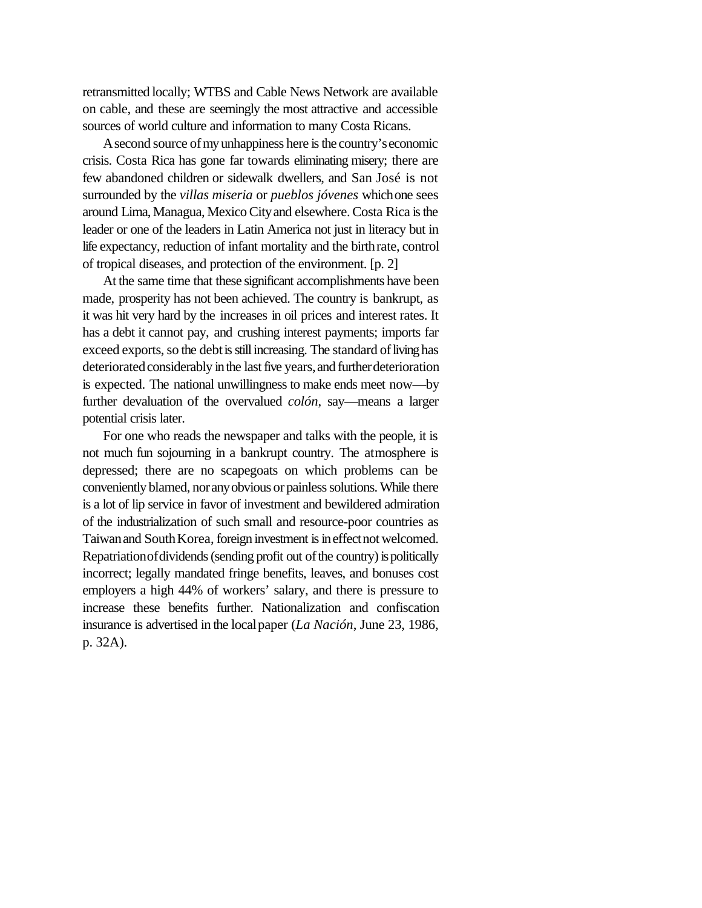retransmitted locally; WTBS and Cable News Network are available on cable, and these are seemingly the most attractive and accessible sources of world culture and information to many Costa Ricans.

A second source of my unhappiness here is the country's economic crisis. Costa Rica has gone far towards eliminating misery; there are few abandoned children or sidewalk dwellers, and San José is not surrounded by the *villas miseria* or *pueblos jóvenes* which one sees around Lima, Managua, Mexico City and elsewhere. Costa Rica is the leader or one of the leaders in Latin America not just in literacy but in life expectancy, reduction of infant mortality and the birth rate, control of tropical diseases, and protection of the environment. [p. 2]

At the same time that these significant accomplishments have been made, prosperity has not been achieved. The country is bankrupt, as it was hit very hard by the increases in oil prices and interest rates. It has a debt it cannot pay, and crushing interest payments; imports far exceed exports, so the debt is still increasing. The standard of living has deteriorated considerably in the last five years, and further deterioration is expected. The national unwillingness to make ends meet now—by further devaluation of the overvalued *colón*, say—means a larger potential crisis later.

For one who reads the newspaper and talks with the people, it is not much fun sojourning in a bankrupt country. The atmosphere is depressed; there are no scapegoats on which problems can be conveniently blamed, nor any obvious or painless solutions. While there is a lot of lip service in favor of investment and bewildered admiration of the industrialization of such small and resource-poor countries as Taiwan and South Korea, foreign investment is in effect not welcomed. Repatriation of dividends (sending profit out of the country) is politically incorrect; legally mandated fringe benefits, leaves, and bonuses cost employers a high 44% of workers' salary, and there is pressure to increase these benefits further. Nationalization and confiscation insurance is advertised in the local paper (*La Nación*, June 23, 1986, p. 32A).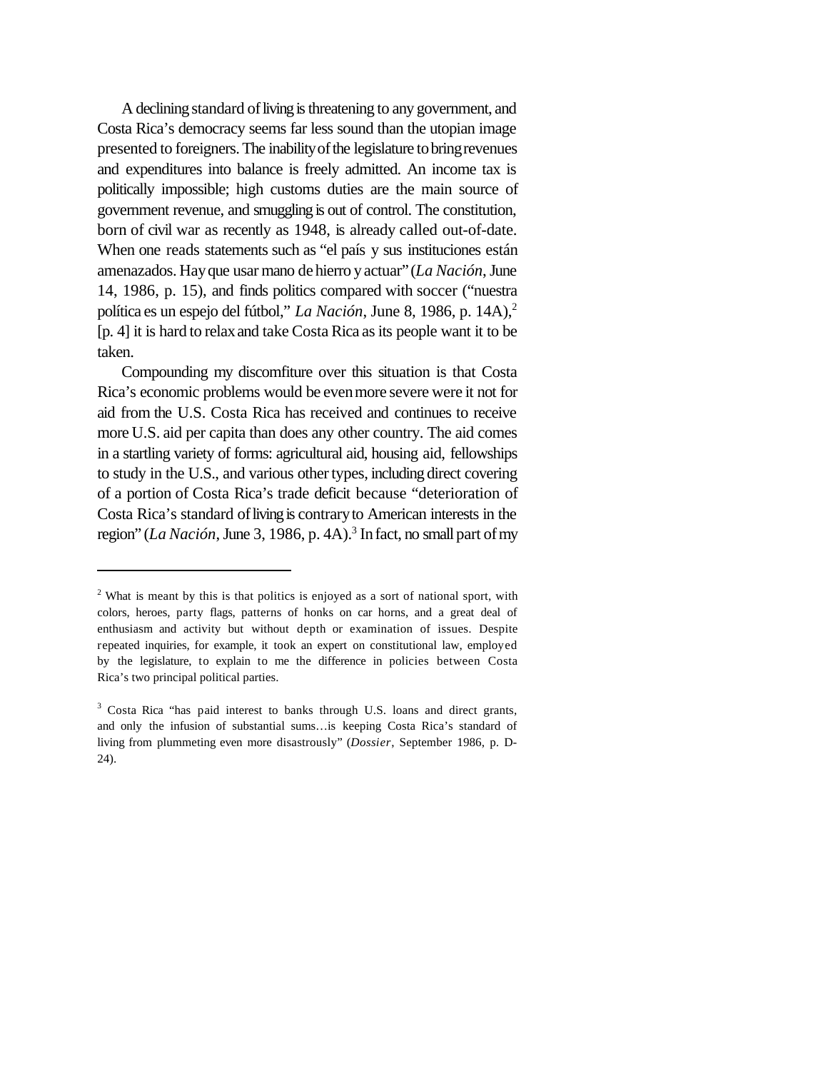A declining standard of living is threatening to any government, and Costa Rica's democracy seems far less sound than the utopian image presented to foreigners. The inability of the legislature to bring revenues and expenditures into balance is freely admitted. An income tax is politically impossible; high customs duties are the main source of government revenue, and smuggling is out of control. The constitution, born of civil war as recently as 1948, is already called out-of-date. When one reads statements such as "el país y sus instituciones están amenazados. Hay que usar mano de hierro y actuar" (*La Nación*, June 14, 1986, p. 15), and finds politics compared with soccer ("nuestra política es un espejo del fútbol," *La Nación*, June 8, 1986, p. 14A),[2] [p. 4] it is hard to relax and take Costa Rica as its people want it to be taken.

Compounding my discomfiture over this situation is that Costa Rica's economic problems would be even more severe were it not for aid from the U.S. Costa Rica has received and continues to receive more U.S. aid per capita than does any other country. The aid comes in a startling variety of forms: agricultural aid, housing aid, fellowships to study in the U.S., and various other types, including direct covering of a portion of Costa Rica's trade deficit because "deterioration of Costa Rica's standard of living is contrary to American interests in the region" (*La Nación*, June 3, 1986, p. 4A).[3] In fact, no small part of my

---

[2] What is meant by this is that politics is enjoyed as a sort of national sport, with colors, heroes, party flags, patterns of honks on car horns, and a great deal of enthusiasm and activity but without depth or examination of issues. Despite repeated inquiries, for example, it took an expert on constitutional law, employed by the legislature, to explain to me the difference in policies between Costa Rica's two principal political parties.

[3] Costa Rica "has paid interest to banks through U.S. loans and direct grants, and only the infusion of substantial sums…is keeping Costa Rica's standard of living from plummeting even more disastrously" (*Dossier*, September 1986, p. D-24).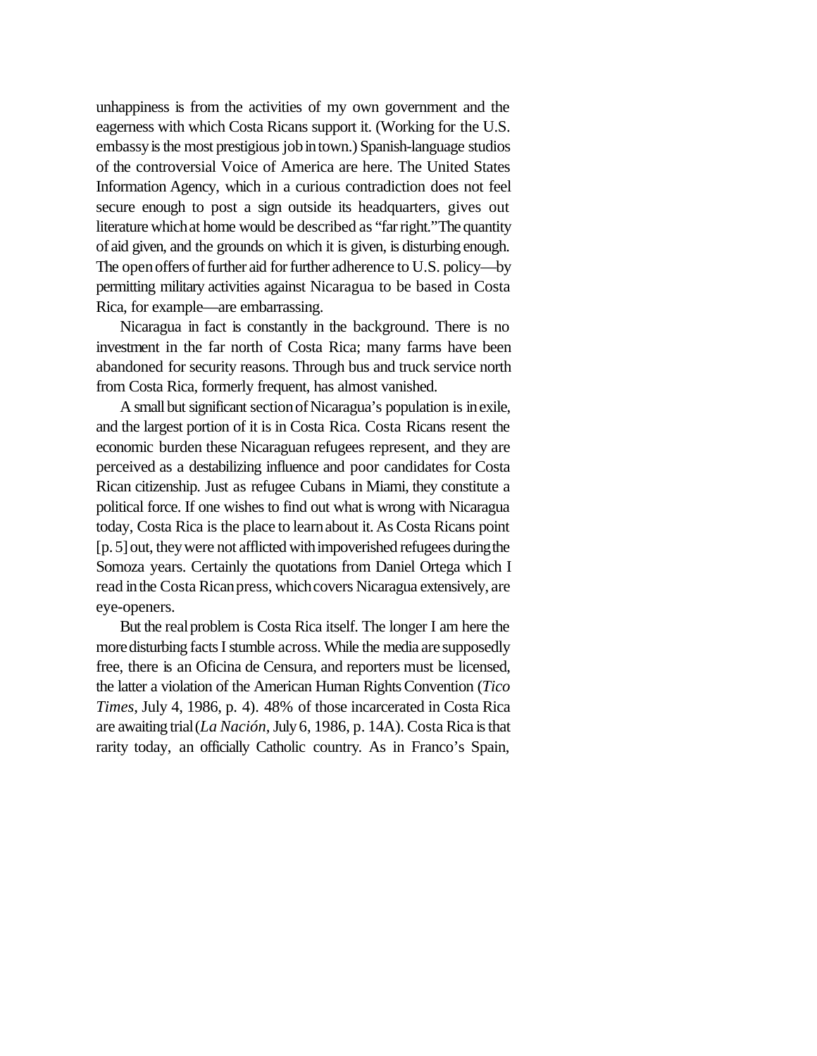unhappiness is from the activities of my own government and the eagerness with which Costa Ricans support it. (Working for the U.S. embassy is the most prestigious job in town.) Spanish-language studios of the controversial Voice of America are here. The United States Information Agency, which in a curious contradiction does not feel secure enough to post a sign outside its headquarters, gives out literature which at home would be described as "far right." The quantity of aid given, and the grounds on which it is given, is disturbing enough. The open offers of further aid for further adherence to U.S. policy—by permitting military activities against Nicaragua to be based in Costa Rica, for example—are embarrassing.

Nicaragua in fact is constantly in the background. There is no investment in the far north of Costa Rica; many farms have been abandoned for security reasons. Through bus and truck service north from Costa Rica, formerly frequent, has almost vanished.

A small but significant section of Nicaragua's population is in exile, and the largest portion of it is in Costa Rica. Costa Ricans resent the economic burden these Nicaraguan refugees represent, and they are perceived as a destabilizing influence and poor candidates for Costa Rican citizenship. Just as refugee Cubans in Miami, they constitute a political force. If one wishes to find out what is wrong with Nicaragua today, Costa Rica is the place to learn about it. As Costa Ricans point [p. 5] out, they were not afflicted with impoverished refugees during the Somoza years. Certainly the quotations from Daniel Ortega which I read in the Costa Rican press, which covers Nicaragua extensively, are eye-openers.

But the real problem is Costa Rica itself. The longer I am here the more disturbing facts I stumble across. While the media are supposedly free, there is an Oficina de Censura, and reporters must be licensed, the latter a violation of the American Human Rights Convention (*Tico Times*, July 4, 1986, p. 4). 48% of those incarcerated in Costa Rica are awaiting trial (*La Nación*, July 6, 1986, p. 14A). Costa Rica is that rarity today, an officially Catholic country. As in Franco's Spain,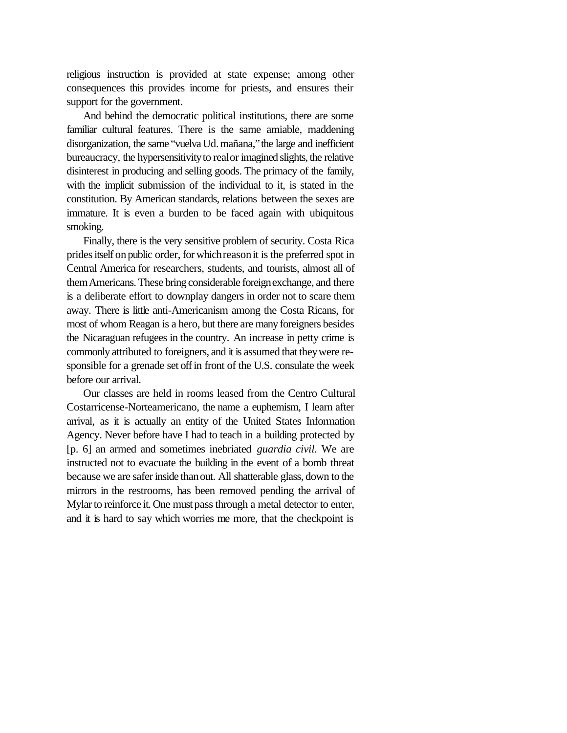religious instruction is provided at state expense; among other consequences this provides income for priests, and ensures their support for the government.

And behind the democratic political institutions, there are some familiar cultural features. There is the same amiable, maddening disorganization, the same "vuelva Ud. mañana," the large and inefficient bureaucracy, the hypersensitivity to real or imagined slights, the relative disinterest in producing and selling goods. The primacy of the family, with the implicit submission of the individual to it, is stated in the constitution. By American standards, relations between the sexes are immature. It is even a burden to be faced again with ubiquitous smoking.

Finally, there is the very sensitive problem of security. Costa Rica prides itself on public order, for which reason it is the preferred spot in Central America for researchers, students, and tourists, almost all of them Americans. These bring considerable foreign exchange, and there is a deliberate effort to downplay dangers in order not to scare them away. There is little anti-Americanism among the Costa Ricans, for most of whom Reagan is a hero, but there are many foreigners besides the Nicaraguan refugees in the country. An increase in petty crime is commonly attributed to foreigners, and it is assumed that they were responsible for a grenade set off in front of the U.S. consulate the week before our arrival.

Our classes are held in rooms leased from the Centro Cultural Costarricense-Norteamericano, the name a euphemism, I learn after arrival, as it is actually an entity of the United States Information Agency. Never before have I had to teach in a building protected by [p. 6] an armed and sometimes inebriated *guardia civil*. We are instructed not to evacuate the building in the event of a bomb threat because we are safer inside than out. All shatterable glass, down to the mirrors in the restrooms, has been removed pending the arrival of Mylar to reinforce it. One must pass through a metal detector to enter, and it is hard to say which worries me more, that the checkpoint is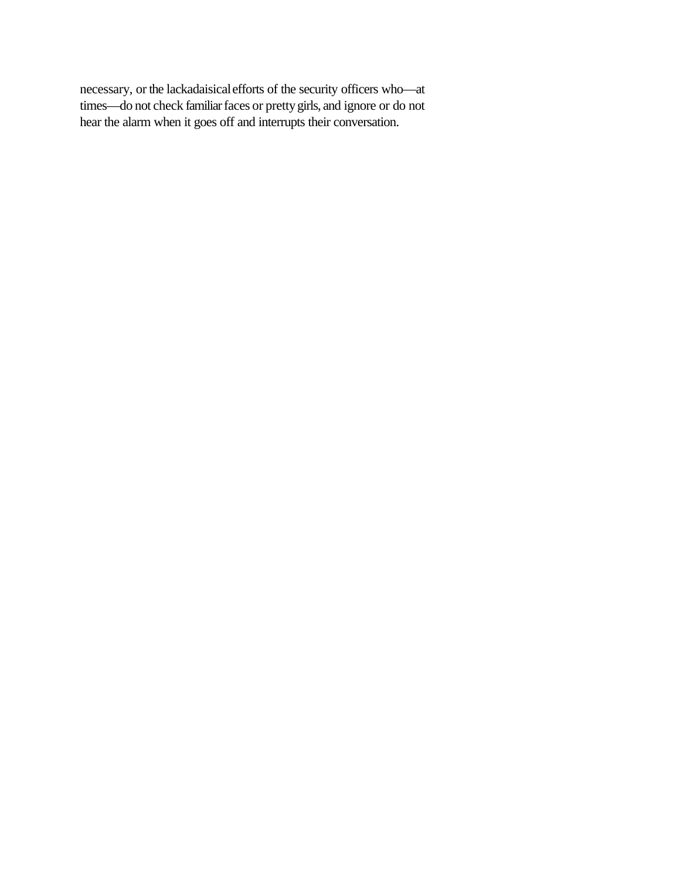necessary, or the lackadaisical efforts of the security officers who—at times—do not check familiar faces or pretty girls, and ignore or do not hear the alarm when it goes off and interrupts their conversation.